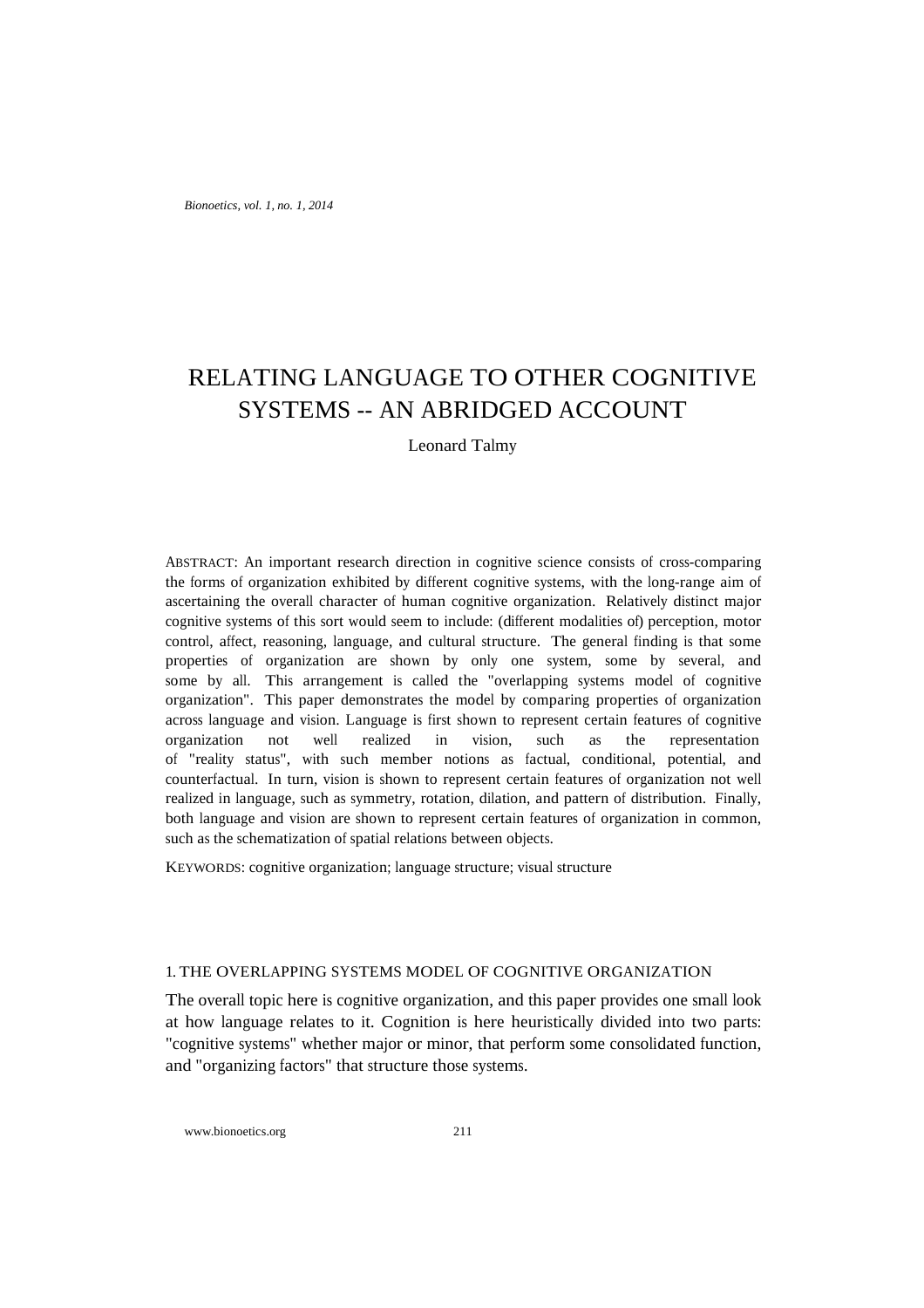# RELATING LANGUAGE TO OTHER COGNITIVE SYSTEMS -- AN ABRIDGED ACCOUNT

Leonard Talmy

ABSTRACT: An important research direction in cognitive science consists of cross-comparing the forms of organization exhibited by different cognitive systems, with the long-range aim of ascertaining the overall character of human cognitive organization. Relatively distinct major cognitive systems of this sort would seem to include: (different modalities of) perception, motor control, affect, reasoning, language, and cultural structure. The general finding is that some properties of organization are shown by only one system, some by several, and some by all. This arrangement is called the "overlapping systems model of cognitive organization". This paper demonstrates the model by comparing properties of organization across language and vision. Language is first shown to represent certain features of cognitive organization not well realized in vision, such as the representation of "reality status", with such member notions as factual, conditional, potential, and counterfactual. In turn, vision is shown to represent certain features of organization not well realized in language, such as symmetry, rotation, dilation, and pattern of distribution. Finally, both language and vision are shown to represent certain features of organization in common, such as the schematization of spatial relations between objects.

KEYWORDS: cognitive organization; language structure; visual structure

## 1. THE OVERLAPPING SYSTEMS MODEL OF COGNITIVE ORGANIZATION

The overall topic here is cognitive organization, and this paper provides one small look at how language relates to it. Cognition is here heuristically divided into two parts: "cognitive systems" whether major or minor, that perform some consolidated function, and "organizing factors" that structure those systems.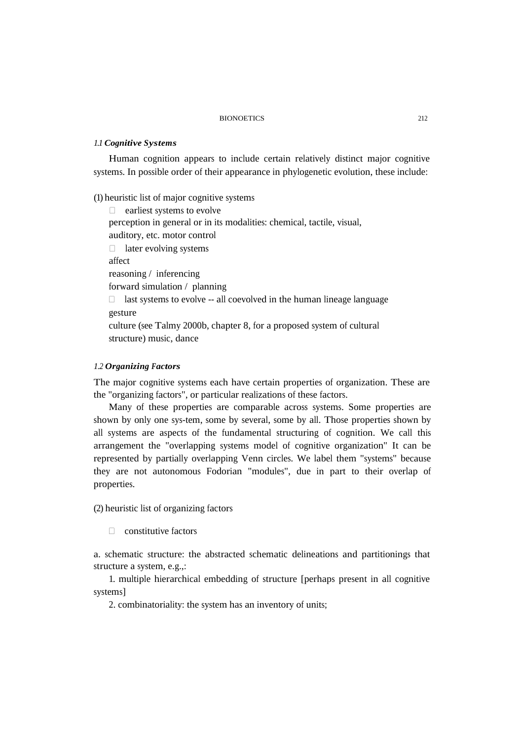### *1.1 Cognitive Systems*

Human cognition appears to include certain relatively distinct major cognitive systems. In possible order of their appearance in phylogenetic evolution, these include:

(1) heuristic list of major cognitive systems

- earliest systems to evolve

  perception in general or in its modalities: chemical, tactile, visual, auditory, etc. motor control

- later evolving systems

  affect

  reasoning / inferencing

  forward simulation / planning

- last systems to evolve -- all coevolved in the human lineage language

  gesture

  culture (see Talmy 2000b, chapter 8, for a proposed system of cultural structure) music, dance

### *1.2 Organizing Factors*

The major cognitive systems each have certain properties of organization. These are the "organizing factors", or particular realizations of these factors.

Many of these properties are comparable across systems. Some properties are shown by only one sys-tem, some by several, some by all. Those properties shown by all systems are aspects of the fundamental structuring of cognition. We call this arrangement the "overlapping systems model of cognitive organization" It can be represented by partially overlapping Venn circles. We label them "systems" because they are not autonomous Fodorian "modules", due in part to their overlap of properties.

(2) heuristic list of organizing factors

- constitutive factors

a. schematic structure: the abstracted schematic delineations and partitionings that structure a system, e.g.,:

1. multiple hierarchical embedding of structure [perhaps present in all cognitive systems]

2. combinatoriality: the system has an inventory of units;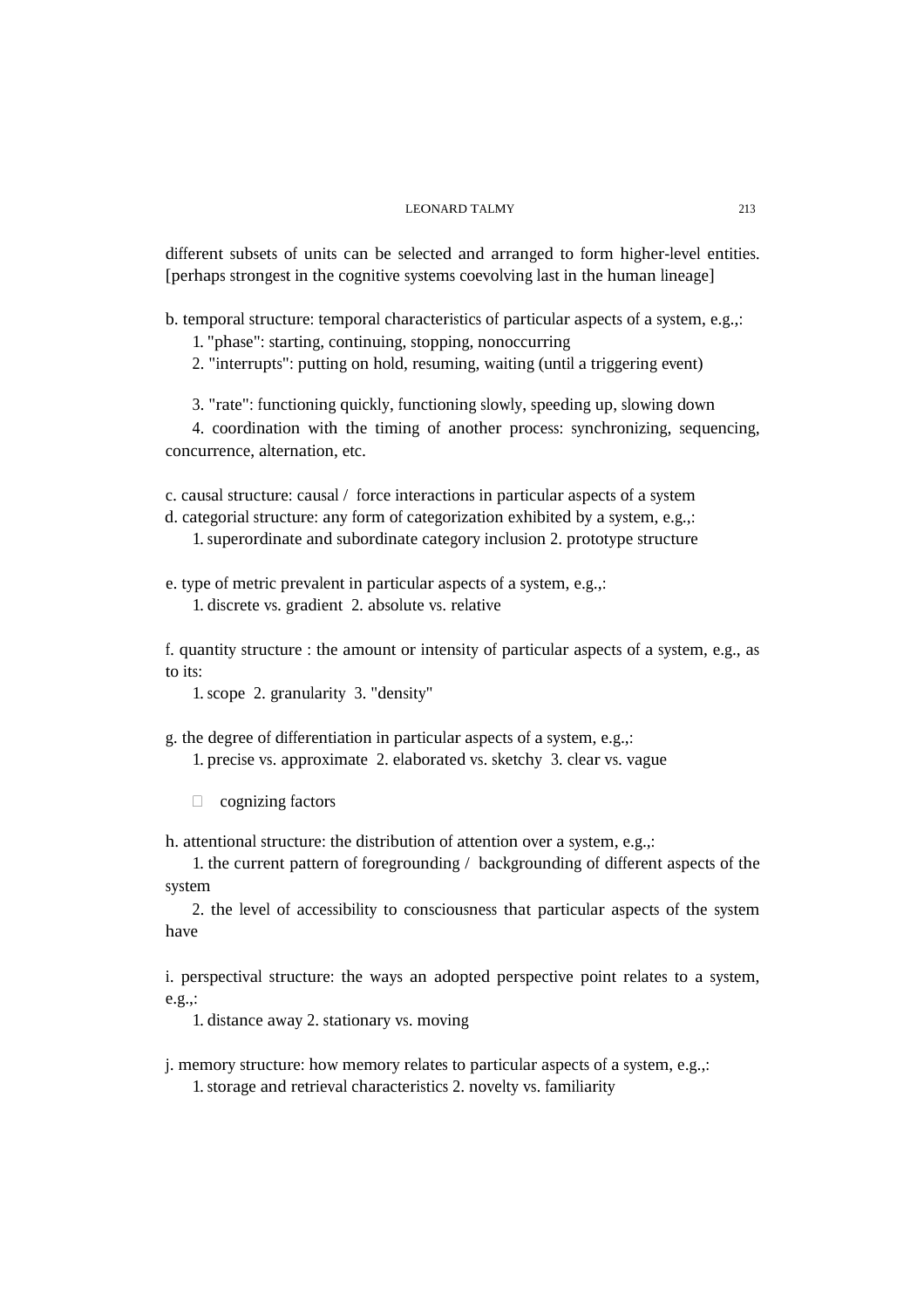different subsets of units can be selected and arranged to form higher-level entities. [perhaps strongest in the cognitive systems coevolving last in the human lineage]

b. temporal structure: temporal characteristics of particular aspects of a system, e.g.,:

1. "phase": starting, continuing, stopping, nonoccurring
2. "interrupts": putting on hold, resuming, waiting (until a triggering event)
3. "rate": functioning quickly, functioning slowly, speeding up, slowing down
4. coordination with the timing of another process: synchronizing, sequencing, concurrence, alternation, etc.

c. causal structure: causal / force interactions in particular aspects of a system

d. categorial structure: any form of categorization exhibited by a system, e.g.,:

1. superordinate and subordinate category inclusion 2. prototype structure

e. type of metric prevalent in particular aspects of a system, e.g.,:

1. discrete vs. gradient 2. absolute vs. relative

f. quantity structure : the amount or intensity of particular aspects of a system, e.g., as to its:

1. scope 2. granularity 3. "density"

g. the degree of differentiation in particular aspects of a system, e.g.,:

1. precise vs. approximate 2. elaborated vs. sketchy 3. clear vs. vague

- cognizing factors

h. attentional structure: the distribution of attention over a system, e.g.,:

1. the current pattern of foregrounding / backgrounding of different aspects of the system
2. the level of accessibility to consciousness that particular aspects of the system have

i. perspectival structure: the ways an adopted perspective point relates to a system, e.g.,:

1. distance away 2. stationary vs. moving

j. memory structure: how memory relates to particular aspects of a system, e.g.,:

1. storage and retrieval characteristics 2. novelty vs. familiarity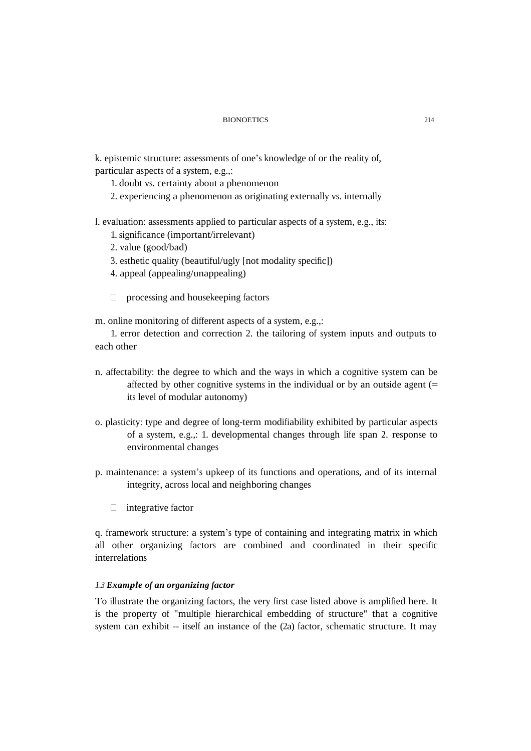k. epistemic structure: assessments of one's knowledge of or the reality of, particular aspects of a system, e.g.,:

1. doubt vs. certainty about a phenomenon
2. experiencing a phenomenon as originating externally vs. internally

l. evaluation: assessments applied to particular aspects of a system, e.g., its:

1. significance (important/irrelevant)
2. value (good/bad)
3. esthetic quality (beautiful/ugly [not modality specific])
4. appeal (appealing/unappealing)

- processing and housekeeping factors

m. online monitoring of different aspects of a system, e.g.,:

1. error detection and correction 2. the tailoring of system inputs and outputs to each other

n. affectability: the degree to which and the ways in which a cognitive system can be affected by other cognitive systems in the individual or by an outside agent (= its level of modular autonomy)

o. plasticity: type and degree of long-term modifiability exhibited by particular aspects of a system, e.g.,: 1. developmental changes through life span 2. response to environmental changes

p. maintenance: a system's upkeep of its functions and operations, and of its internal integrity, across local and neighboring changes

- integrative factor

q. framework structure: a system's type of containing and integrating matrix in which all other organizing factors are combined and coordinated in their specific interrelations

### 1.3 *Example of an organizing factor*

To illustrate the organizing factors, the very first case listed above is amplified here. It is the property of "multiple hierarchical embedding of structure" that a cognitive system can exhibit -- itself an instance of the (2a) factor, schematic structure. It may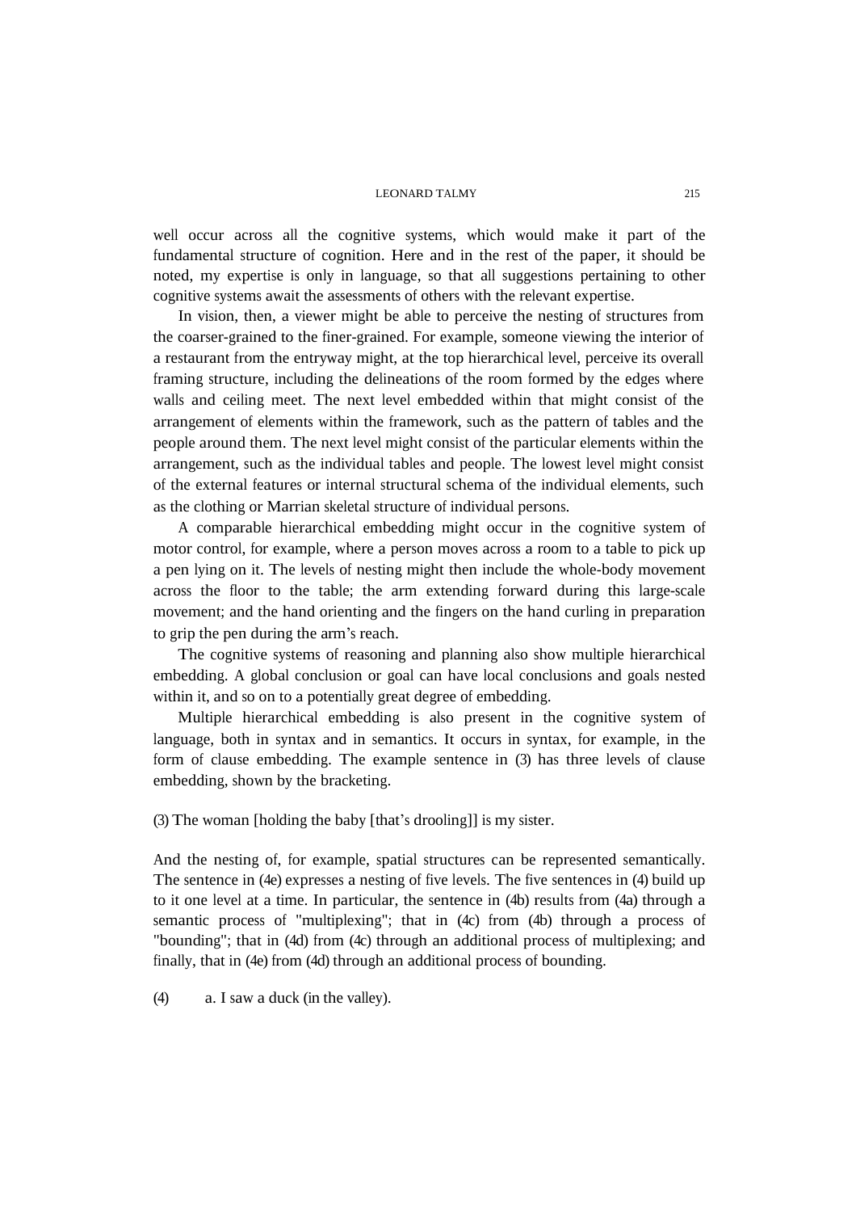well occur across all the cognitive systems, which would make it part of the fundamental structure of cognition. Here and in the rest of the paper, it should be noted, my expertise is only in language, so that all suggestions pertaining to other cognitive systems await the assessments of others with the relevant expertise.

In vision, then, a viewer might be able to perceive the nesting of structures from the coarser-grained to the finer-grained. For example, someone viewing the interior of a restaurant from the entryway might, at the top hierarchical level, perceive its overall framing structure, including the delineations of the room formed by the edges where walls and ceiling meet. The next level embedded within that might consist of the arrangement of elements within the framework, such as the pattern of tables and the people around them. The next level might consist of the particular elements within the arrangement, such as the individual tables and people. The lowest level might consist of the external features or internal structural schema of the individual elements, such as the clothing or Marrian skeletal structure of individual persons.

A comparable hierarchical embedding might occur in the cognitive system of motor control, for example, where a person moves across a room to a table to pick up a pen lying on it. The levels of nesting might then include the whole-body movement across the floor to the table; the arm extending forward during this large-scale movement; and the hand orienting and the fingers on the hand curling in preparation to grip the pen during the arm's reach.

The cognitive systems of reasoning and planning also show multiple hierarchical embedding. A global conclusion or goal can have local conclusions and goals nested within it, and so on to a potentially great degree of embedding.

Multiple hierarchical embedding is also present in the cognitive system of language, both in syntax and in semantics. It occurs in syntax, for example, in the form of clause embedding. The example sentence in (3) has three levels of clause embedding, shown by the bracketing.

(3) The woman [holding the baby [that's drooling]] is my sister.

And the nesting of, for example, spatial structures can be represented semantically. The sentence in (4e) expresses a nesting of five levels. The five sentences in (4) build up to it one level at a time. In particular, the sentence in (4b) results from (4a) through a semantic process of "multiplexing"; that in (4c) from (4b) through a process of "bounding"; that in (4d) from (4c) through an additional process of multiplexing; and finally, that in (4e) from (4d) through an additional process of bounding.

(4) a. I saw a duck (in the valley).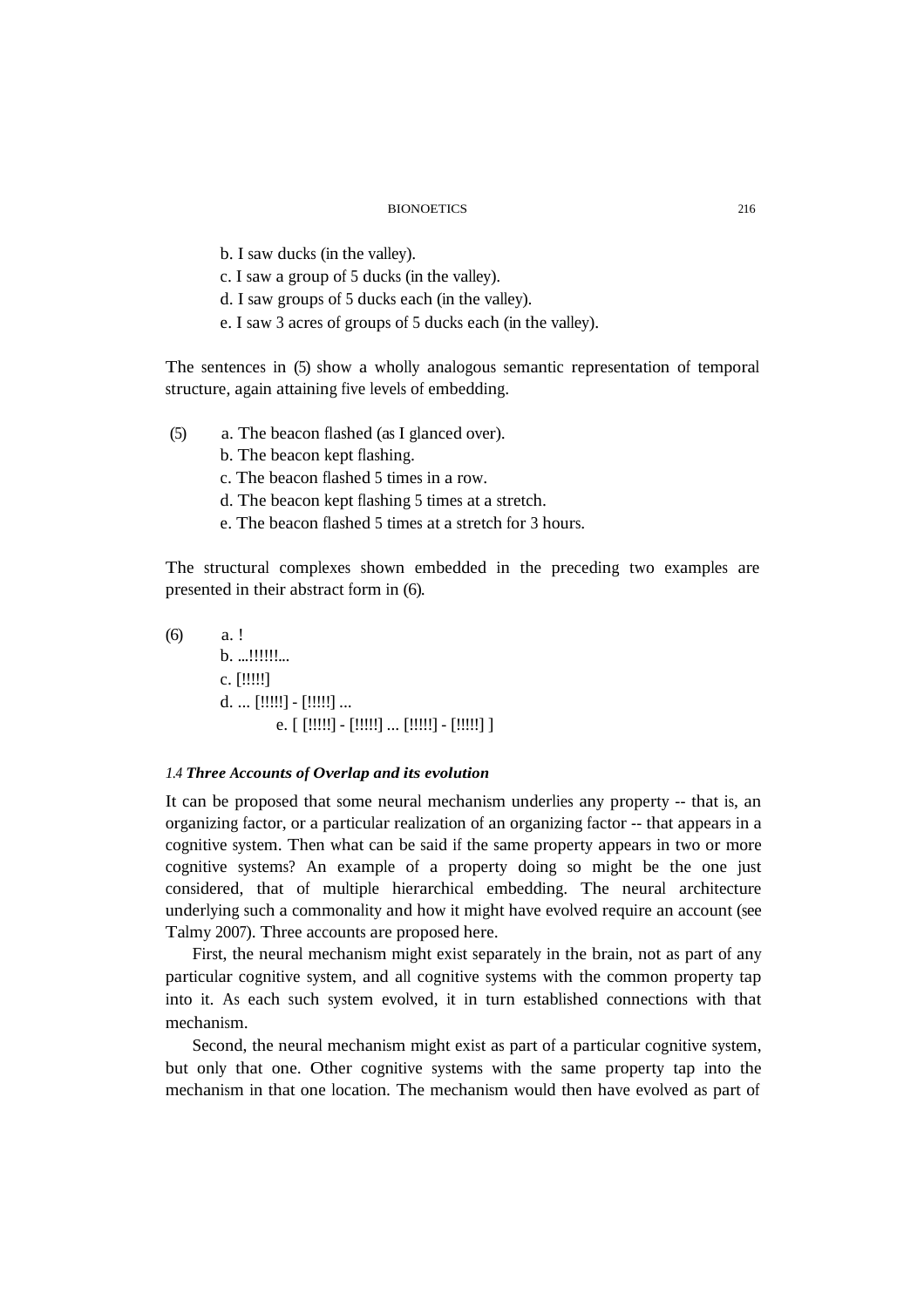b. I saw ducks (in the valley).
c. I saw a group of 5 ducks (in the valley).
d. I saw groups of 5 ducks each (in the valley).
e. I saw 3 acres of groups of 5 ducks each (in the valley).

The sentences in (5) show a wholly analogous semantic representation of temporal structure, again attaining five levels of embedding.

(5) a. The beacon flashed (as I glanced over).
b. The beacon kept flashing.
c. The beacon flashed 5 times in a row.
d. The beacon kept flashing 5 times at a stretch.
e. The beacon flashed 5 times at a stretch for 3 hours.

The structural complexes shown embedded in the preceding two examples are presented in their abstract form in (6).

(6) a. !
b. ...!!!!!!...
c. [!!!!!]
d. ... [!!!!!] - [!!!!!] ...
e. [ [!!!!!] - [!!!!!] ... [!!!!!] - [!!!!!] ]

### 1.4 *Three Accounts of Overlap and its evolution*

It can be proposed that some neural mechanism underlies any property -- that is, an organizing factor, or a particular realization of an organizing factor -- that appears in a cognitive system. Then what can be said if the same property appears in two or more cognitive systems? An example of a property doing so might be the one just considered, that of multiple hierarchical embedding. The neural architecture underlying such a commonality and how it might have evolved require an account (see Talmy 2007). Three accounts are proposed here.

First, the neural mechanism might exist separately in the brain, not as part of any particular cognitive system, and all cognitive systems with the common property tap into it. As each such system evolved, it in turn established connections with that mechanism.

Second, the neural mechanism might exist as part of a particular cognitive system, but only that one. Other cognitive systems with the same property tap into the mechanism in that one location. The mechanism would then have evolved as part of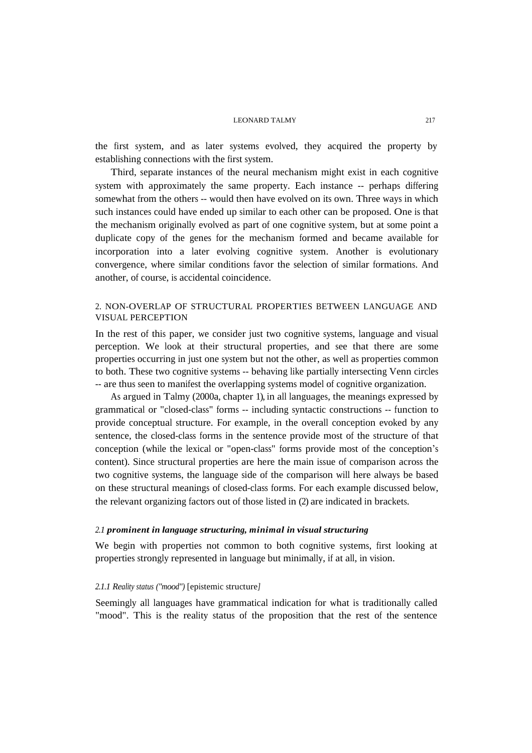the first system, and as later systems evolved, they acquired the property by establishing connections with the first system.

Third, separate instances of the neural mechanism might exist in each cognitive system with approximately the same property. Each instance -- perhaps differing somewhat from the others -- would then have evolved on its own. Three ways in which such instances could have ended up similar to each other can be proposed. One is that the mechanism originally evolved as part of one cognitive system, but at some point a duplicate copy of the genes for the mechanism formed and became available for incorporation into a later evolving cognitive system. Another is evolutionary convergence, where similar conditions favor the selection of similar formations. And another, of course, is accidental coincidence.

## 2. NON-OVERLAP OF STRUCTURAL PROPERTIES BETWEEN LANGUAGE AND VISUAL PERCEPTION

In the rest of this paper, we consider just two cognitive systems, language and visual perception. We look at their structural properties, and see that there are some properties occurring in just one system but not the other, as well as properties common to both. These two cognitive systems -- behaving like partially intersecting Venn circles -- are thus seen to manifest the overlapping systems model of cognitive organization.

As argued in Talmy (2000a, chapter 1), in all languages, the meanings expressed by grammatical or "closed-class" forms -- including syntactic constructions -- function to provide conceptual structure. For example, in the overall conception evoked by any sentence, the closed-class forms in the sentence provide most of the structure of that conception (while the lexical or "open-class" forms provide most of the conception's content). Since structural properties are here the main issue of comparison across the two cognitive systems, the language side of the comparison will here always be based on these structural meanings of closed-class forms. For each example discussed below, the relevant organizing factors out of those listed in (2) are indicated in brackets.

### *2.1* ***prominent in language structuring, minimal in visual structuring***

We begin with properties not common to both cognitive systems, first looking at properties strongly represented in language but minimally, if at all, in vision.

#### *2.1.1 Reality status ("mood")* [epistemic structure*]*

Seemingly all languages have grammatical indication for what is traditionally called "mood". This is the reality status of the proposition that the rest of the sentence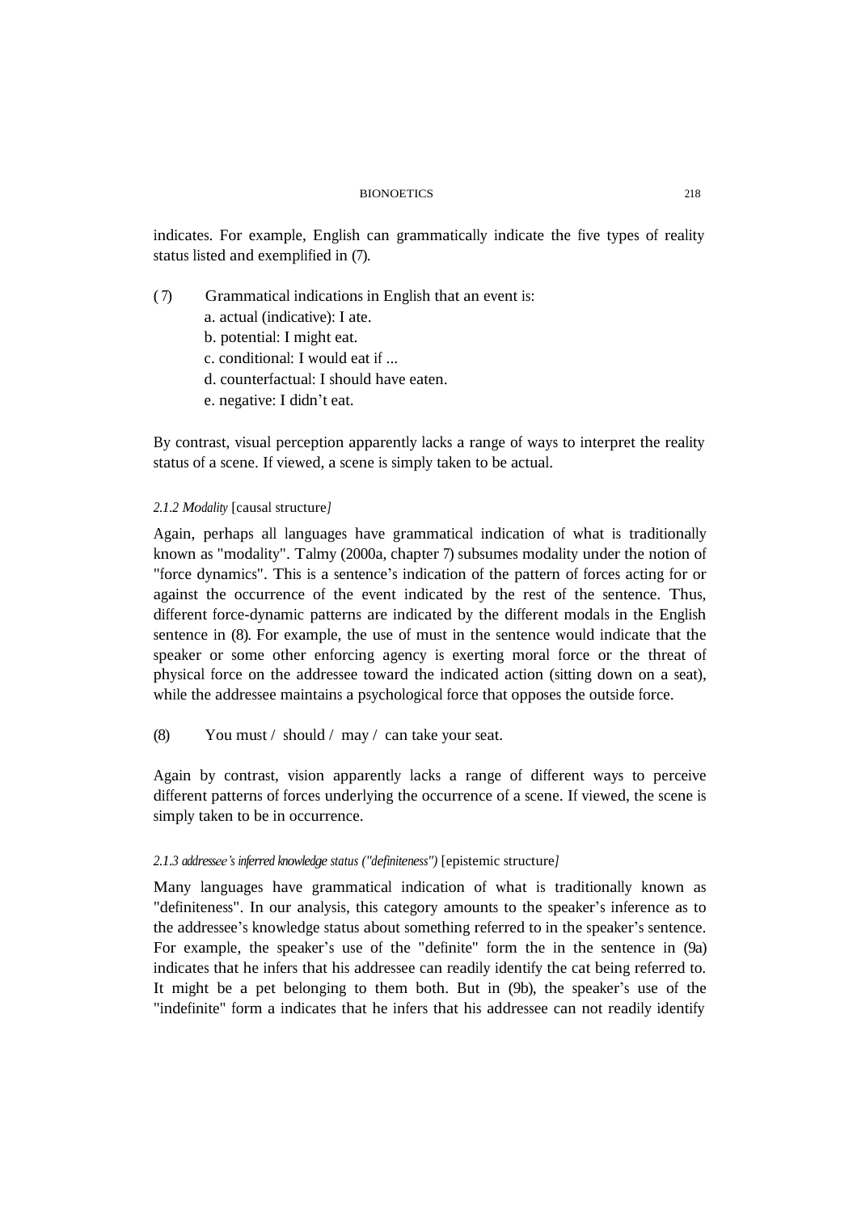indicates. For example, English can grammatically indicate the five types of reality status listed and exemplified in (7).

(7) Grammatical indications in English that an event is:
  a. actual (indicative): I ate.
  b. potential: I might eat.
  c. conditional: I would eat if ...
  d. counterfactual: I should have eaten.
  e. negative: I didn't eat.

By contrast, visual perception apparently lacks a range of ways to interpret the reality status of a scene. If viewed, a scene is simply taken to be actual.

#### *2.1.2 Modality* [causal structure*]*

Again, perhaps all languages have grammatical indication of what is traditionally known as "modality". Talmy (2000a, chapter 7) subsumes modality under the notion of "force dynamics". This is a sentence's indication of the pattern of forces acting for or against the occurrence of the event indicated by the rest of the sentence. Thus, different force-dynamic patterns are indicated by the different modals in the English sentence in (8). For example, the use of must in the sentence would indicate that the speaker or some other enforcing agency is exerting moral force or the threat of physical force on the addressee toward the indicated action (sitting down on a seat), while the addressee maintains a psychological force that opposes the outside force.

(8) You must / should / may / can take your seat.

Again by contrast, vision apparently lacks a range of different ways to perceive different patterns of forces underlying the occurrence of a scene. If viewed, the scene is simply taken to be in occurrence.

#### *2.1.3 addressee's inferred knowledge status ("definiteness")* [epistemic structure*]*

Many languages have grammatical indication of what is traditionally known as "definiteness". In our analysis, this category amounts to the speaker's inference as to the addressee's knowledge status about something referred to in the speaker's sentence. For example, the speaker's use of the "definite" form the in the sentence in (9a) indicates that he infers that his addressee can readily identify the cat being referred to. It might be a pet belonging to them both. But in (9b), the speaker's use of the "indefinite" form a indicates that he infers that his addressee can not readily identify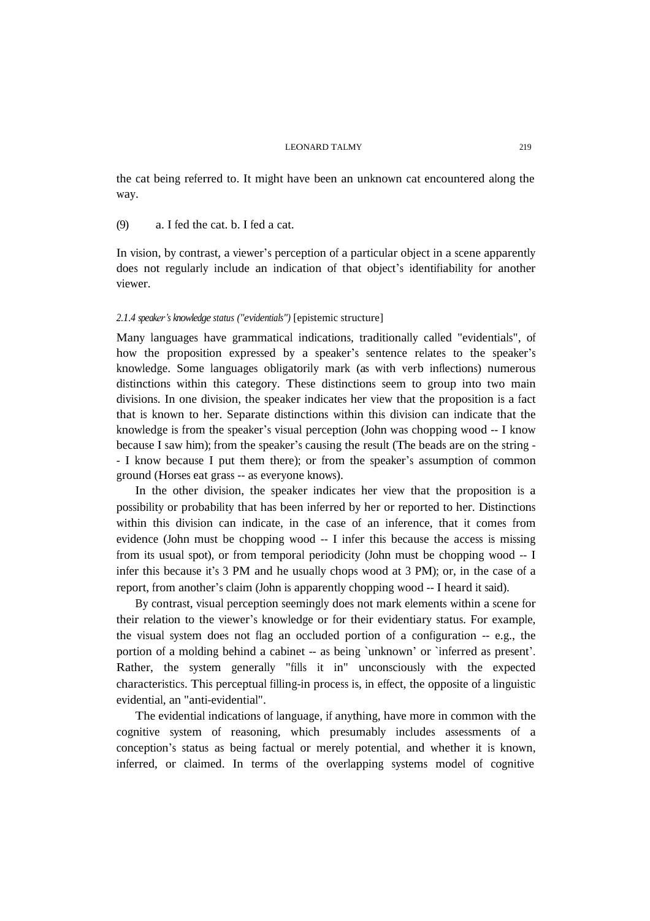the cat being referred to. It might have been an unknown cat encountered along the way.

(9) a. I fed the cat. b. I fed a cat.

In vision, by contrast, a viewer's perception of a particular object in a scene apparently does not regularly include an indication of that object's identifiability for another viewer.

#### *2.1.4 speaker's knowledge status ("evidentials")* [epistemic structure]

Many languages have grammatical indications, traditionally called "evidentials", of how the proposition expressed by a speaker's sentence relates to the speaker's knowledge. Some languages obligatorily mark (as with verb inflections) numerous distinctions within this category. These distinctions seem to group into two main divisions. In one division, the speaker indicates her view that the proposition is a fact that is known to her. Separate distinctions within this division can indicate that the knowledge is from the speaker's visual perception (John was chopping wood -- I know because I saw him); from the speaker's causing the result (The beads are on the string -- I know because I put them there); or from the speaker's assumption of common ground (Horses eat grass -- as everyone knows).

In the other division, the speaker indicates her view that the proposition is a possibility or probability that has been inferred by her or reported to her. Distinctions within this division can indicate, in the case of an inference, that it comes from evidence (John must be chopping wood -- I infer this because the access is missing from its usual spot), or from temporal periodicity (John must be chopping wood -- I infer this because it's 3 PM and he usually chops wood at 3 PM); or, in the case of a report, from another's claim (John is apparently chopping wood -- I heard it said).

By contrast, visual perception seemingly does not mark elements within a scene for their relation to the viewer's knowledge or for their evidentiary status. For example, the visual system does not flag an occluded portion of a configuration -- e.g., the portion of a molding behind a cabinet -- as being `unknown' or `inferred as present'. Rather, the system generally "fills it in" unconsciously with the expected characteristics. This perceptual filling-in process is, in effect, the opposite of a linguistic evidential, an "anti-evidential".

The evidential indications of language, if anything, have more in common with the cognitive system of reasoning, which presumably includes assessments of a conception's status as being factual or merely potential, and whether it is known, inferred, or claimed. In terms of the overlapping systems model of cognitive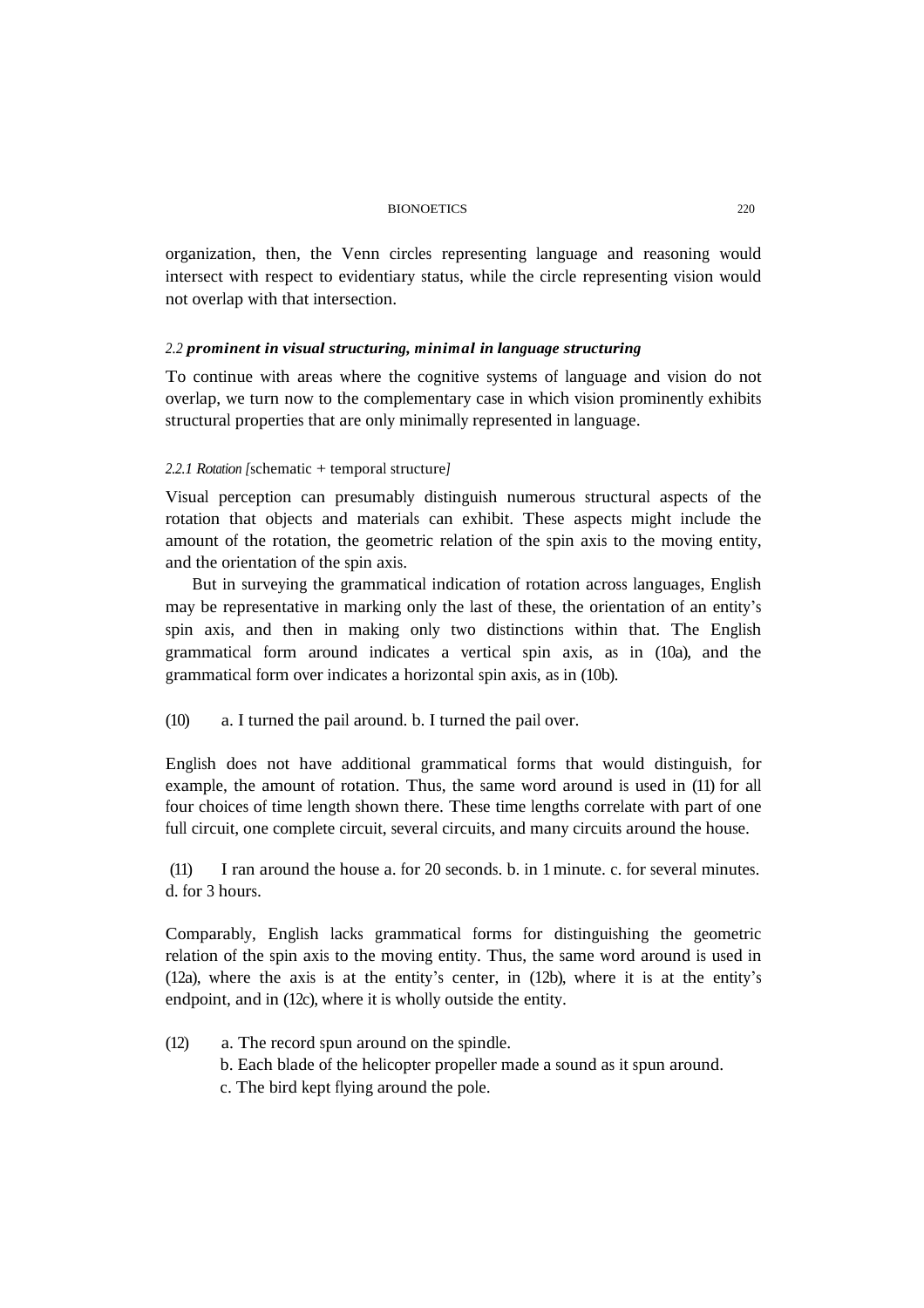organization, then, the Venn circles representing language and reasoning would intersect with respect to evidentiary status, while the circle representing vision would not overlap with that intersection.

### *2.2 prominent in visual structuring, minimal in language structuring*

To continue with areas where the cognitive systems of language and vision do not overlap, we turn now to the complementary case in which vision prominently exhibits structural properties that are only minimally represented in language.

#### *2.2.1 Rotation [*schematic + temporal structure*]*

Visual perception can presumably distinguish numerous structural aspects of the rotation that objects and materials can exhibit. These aspects might include the amount of the rotation, the geometric relation of the spin axis to the moving entity, and the orientation of the spin axis.

But in surveying the grammatical indication of rotation across languages, English may be representative in marking only the last of these, the orientation of an entity's spin axis, and then in making only two distinctions within that. The English grammatical form around indicates a vertical spin axis, as in (10a), and the grammatical form over indicates a horizontal spin axis, as in (10b).

(10) a. I turned the pail around. b. I turned the pail over.

English does not have additional grammatical forms that would distinguish, for example, the amount of rotation. Thus, the same word around is used in (11) for all four choices of time length shown there. These time lengths correlate with part of one full circuit, one complete circuit, several circuits, and many circuits around the house.

(11) I ran around the house a. for 20 seconds. b. in 1 minute. c. for several minutes. d. for 3 hours.

Comparably, English lacks grammatical forms for distinguishing the geometric relation of the spin axis to the moving entity. Thus, the same word around is used in (12a), where the axis is at the entity's center, in (12b), where it is at the entity's endpoint, and in (12c), where it is wholly outside the entity.

(12) a. The record spun around on the spindle.
b. Each blade of the helicopter propeller made a sound as it spun around.
c. The bird kept flying around the pole.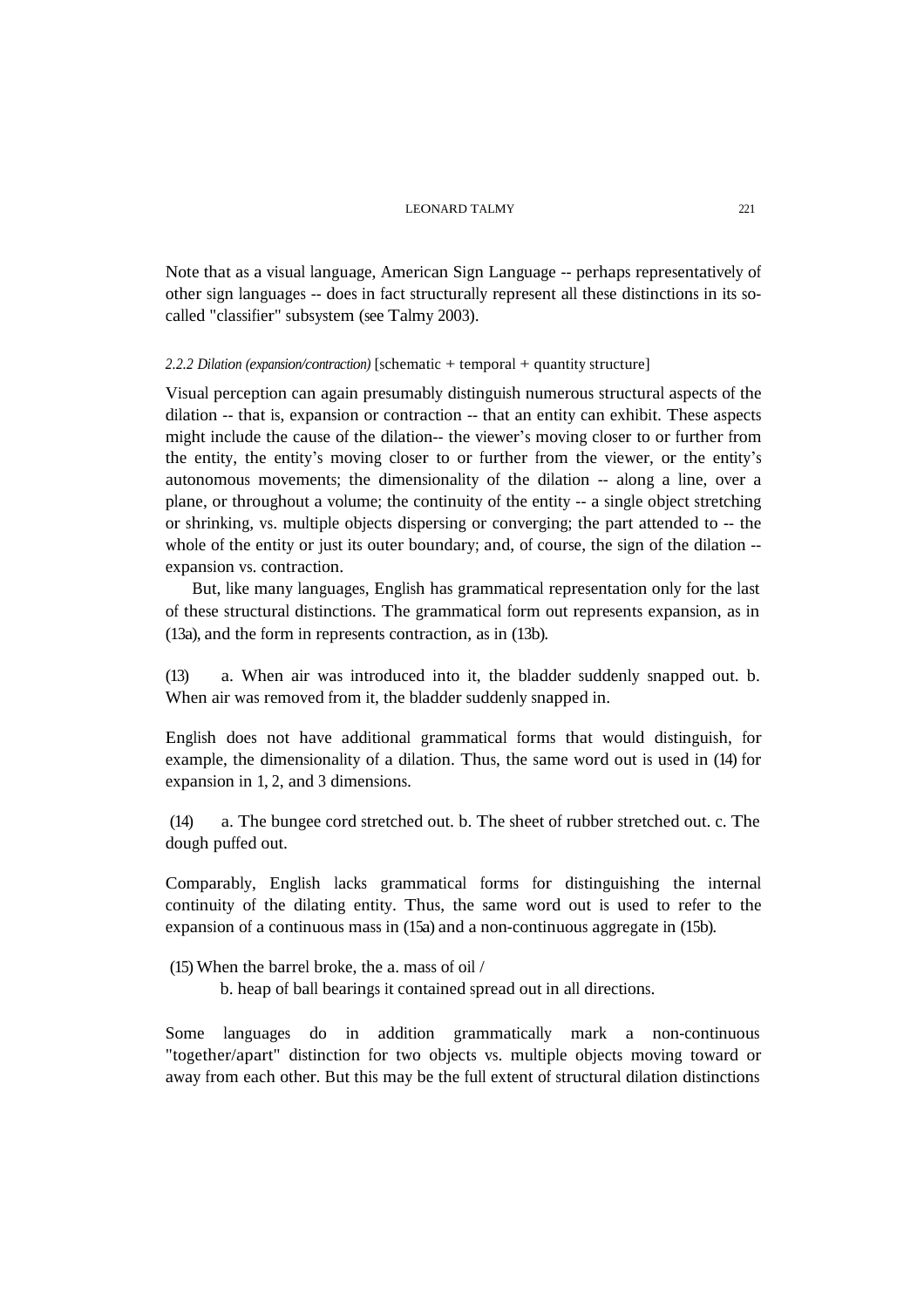Note that as a visual language, American Sign Language -- perhaps representatively of other sign languages -- does in fact structurally represent all these distinctions in its so-called "classifier" subsystem (see Talmy 2003).

#### *2.2.2 Dilation (expansion/contraction)* [schematic + temporal + quantity structure]

Visual perception can again presumably distinguish numerous structural aspects of the dilation -- that is, expansion or contraction -- that an entity can exhibit. These aspects might include the cause of the dilation-- the viewer's moving closer to or further from the entity, the entity's moving closer to or further from the viewer, or the entity's autonomous movements; the dimensionality of the dilation -- along a line, over a plane, or throughout a volume; the continuity of the entity -- a single object stretching or shrinking, vs. multiple objects dispersing or converging; the part attended to -- the whole of the entity or just its outer boundary; and, of course, the sign of the dilation -- expansion vs. contraction.

But, like many languages, English has grammatical representation only for the last of these structural distinctions. The grammatical form out represents expansion, as in (13a), and the form in represents contraction, as in (13b).

(13) a. When air was introduced into it, the bladder suddenly snapped out. b. When air was removed from it, the bladder suddenly snapped in.

English does not have additional grammatical forms that would distinguish, for example, the dimensionality of a dilation. Thus, the same word out is used in (14) for expansion in 1, 2, and 3 dimensions.

(14) a. The bungee cord stretched out. b. The sheet of rubber stretched out. c. The dough puffed out.

Comparably, English lacks grammatical forms for distinguishing the internal continuity of the dilating entity. Thus, the same word out is used to refer to the expansion of a continuous mass in (15a) and a non-continuous aggregate in (15b).

(15) When the barrel broke, the a. mass of oil /
b. heap of ball bearings it contained spread out in all directions.

Some languages do in addition grammatically mark a non-continuous "together/apart" distinction for two objects vs. multiple objects moving toward or away from each other. But this may be the full extent of structural dilation distinctions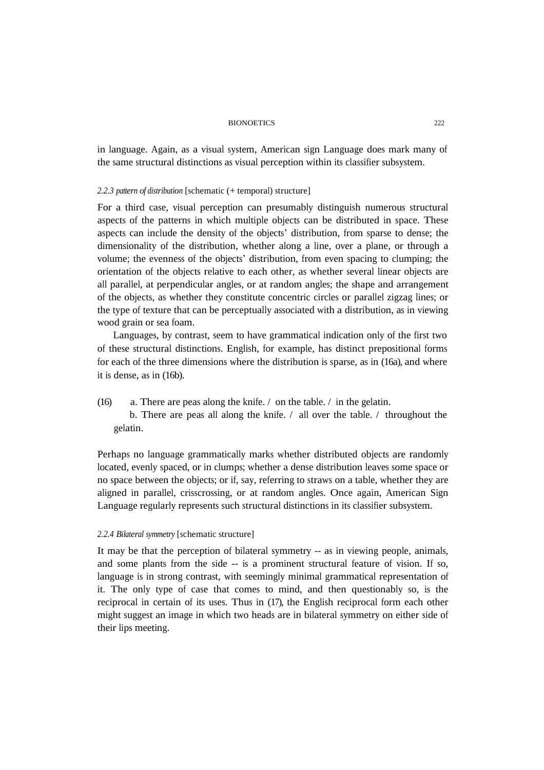in language. Again, as a visual system, American sign Language does mark many of the same structural distinctions as visual perception within its classifier subsystem.

#### *2.2.3 pattern of distribution* [schematic (+ temporal) structure]

For a third case, visual perception can presumably distinguish numerous structural aspects of the patterns in which multiple objects can be distributed in space. These aspects can include the density of the objects' distribution, from sparse to dense; the dimensionality of the distribution, whether along a line, over a plane, or through a volume; the evenness of the objects' distribution, from even spacing to clumping; the orientation of the objects relative to each other, as whether several linear objects are all parallel, at perpendicular angles, or at random angles; the shape and arrangement of the objects, as whether they constitute concentric circles or parallel zigzag lines; or the type of texture that can be perceptually associated with a distribution, as in viewing wood grain or sea foam.

Languages, by contrast, seem to have grammatical indication only of the first two of these structural distinctions. English, for example, has distinct prepositional forms for each of the three dimensions where the distribution is sparse, as in (16a), and where it is dense, as in (16b).

(16) a. There are peas along the knife. / on the table. / in the gelatin.
b. There are peas all along the knife. / all over the table. / throughout the gelatin.

Perhaps no language grammatically marks whether distributed objects are randomly located, evenly spaced, or in clumps; whether a dense distribution leaves some space or no space between the objects; or if, say, referring to straws on a table, whether they are aligned in parallel, crisscrossing, or at random angles. Once again, American Sign Language regularly represents such structural distinctions in its classifier subsystem.

#### *2.2.4 Bilateral symmetry* [schematic structure]

It may be that the perception of bilateral symmetry -- as in viewing people, animals, and some plants from the side -- is a prominent structural feature of vision. If so, language is in strong contrast, with seemingly minimal grammatical representation of it. The only type of case that comes to mind, and then questionably so, is the reciprocal in certain of its uses. Thus in (17), the English reciprocal form each other might suggest an image in which two heads are in bilateral symmetry on either side of their lips meeting.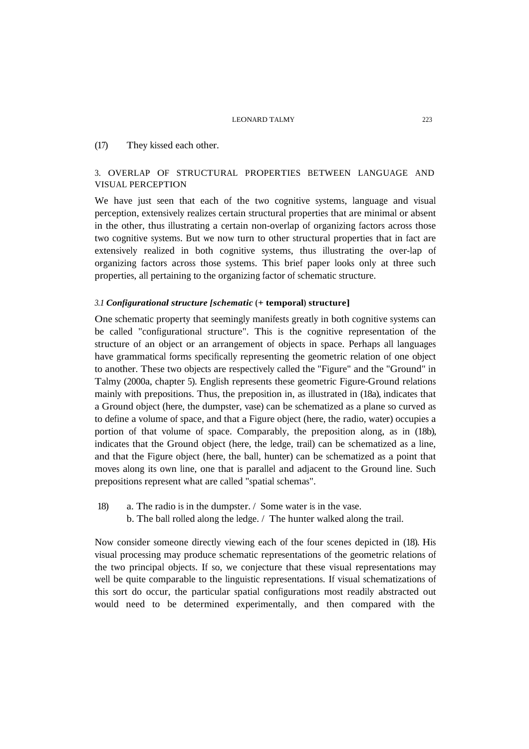(17) They kissed each other.

## 3. OVERLAP OF STRUCTURAL PROPERTIES BETWEEN LANGUAGE AND VISUAL PERCEPTION

We have just seen that each of the two cognitive systems, language and visual perception, extensively realizes certain structural properties that are minimal or absent in the other, thus illustrating a certain non-overlap of organizing factors across those two cognitive systems. But we now turn to other structural properties that in fact are extensively realized in both cognitive systems, thus illustrating the over-lap of organizing factors across those systems. This brief paper looks only at three such properties, all pertaining to the organizing factor of schematic structure.

### *3.1 Configurational structure [schematic* (+ temporal) structure]

One schematic property that seemingly manifests greatly in both cognitive systems can be called "configurational structure". This is the cognitive representation of the structure of an object or an arrangement of objects in space. Perhaps all languages have grammatical forms specifically representing the geometric relation of one object to another. These two objects are respectively called the "Figure" and the "Ground" in Talmy (2000a, chapter 5). English represents these geometric Figure-Ground relations mainly with prepositions. Thus, the preposition in, as illustrated in (18a), indicates that a Ground object (here, the dumpster, vase) can be schematized as a plane so curved as to define a volume of space, and that a Figure object (here, the radio, water) occupies a portion of that volume of space. Comparably, the preposition along, as in (18b), indicates that the Ground object (here, the ledge, trail) can be schematized as a line, and that the Figure object (here, the ball, hunter) can be schematized as a point that moves along its own line, one that is parallel and adjacent to the Ground line. Such prepositions represent what are called "spatial schemas".

18) a. The radio is in the dumpster. / Some water is in the vase.
b. The ball rolled along the ledge. / The hunter walked along the trail.

Now consider someone directly viewing each of the four scenes depicted in (18). His visual processing may produce schematic representations of the geometric relations of the two principal objects. If so, we conjecture that these visual representations may well be quite comparable to the linguistic representations. If visual schematizations of this sort do occur, the particular spatial configurations most readily abstracted out would need to be determined experimentally, and then compared with the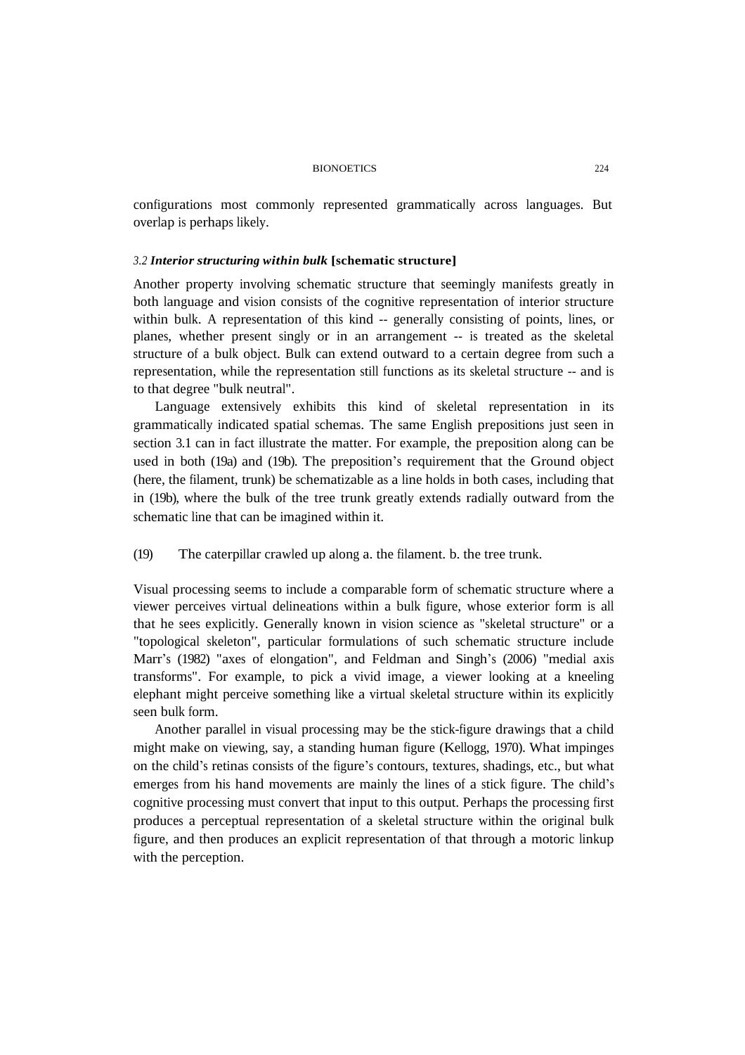configurations most commonly represented grammatically across languages. But overlap is perhaps likely.

### *3.2 **Interior structuring within bulk*** **[schematic structure]**

Another property involving schematic structure that seemingly manifests greatly in both language and vision consists of the cognitive representation of interior structure within bulk. A representation of this kind -- generally consisting of points, lines, or planes, whether present singly or in an arrangement -- is treated as the skeletal structure of a bulk object. Bulk can extend outward to a certain degree from such a representation, while the representation still functions as its skeletal structure -- and is to that degree "bulk neutral".

Language extensively exhibits this kind of skeletal representation in its grammatically indicated spatial schemas. The same English prepositions just seen in section 3.1 can in fact illustrate the matter. For example, the preposition along can be used in both (19a) and (19b). The preposition's requirement that the Ground object (here, the filament, trunk) be schematizable as a line holds in both cases, including that in (19b), where the bulk of the tree trunk greatly extends radially outward from the schematic line that can be imagined within it.

(19) The caterpillar crawled up along a. the filament. b. the tree trunk.

Visual processing seems to include a comparable form of schematic structure where a viewer perceives virtual delineations within a bulk figure, whose exterior form is all that he sees explicitly. Generally known in vision science as "skeletal structure" or a "topological skeleton", particular formulations of such schematic structure include Marr's (1982) "axes of elongation", and Feldman and Singh's (2006) "medial axis transforms". For example, to pick a vivid image, a viewer looking at a kneeling elephant might perceive something like a virtual skeletal structure within its explicitly seen bulk form.

Another parallel in visual processing may be the stick-figure drawings that a child might make on viewing, say, a standing human figure (Kellogg, 1970). What impinges on the child's retinas consists of the figure's contours, textures, shadings, etc., but what emerges from his hand movements are mainly the lines of a stick figure. The child's cognitive processing must convert that input to this output. Perhaps the processing first produces a perceptual representation of a skeletal structure within the original bulk figure, and then produces an explicit representation of that through a motoric linkup with the perception.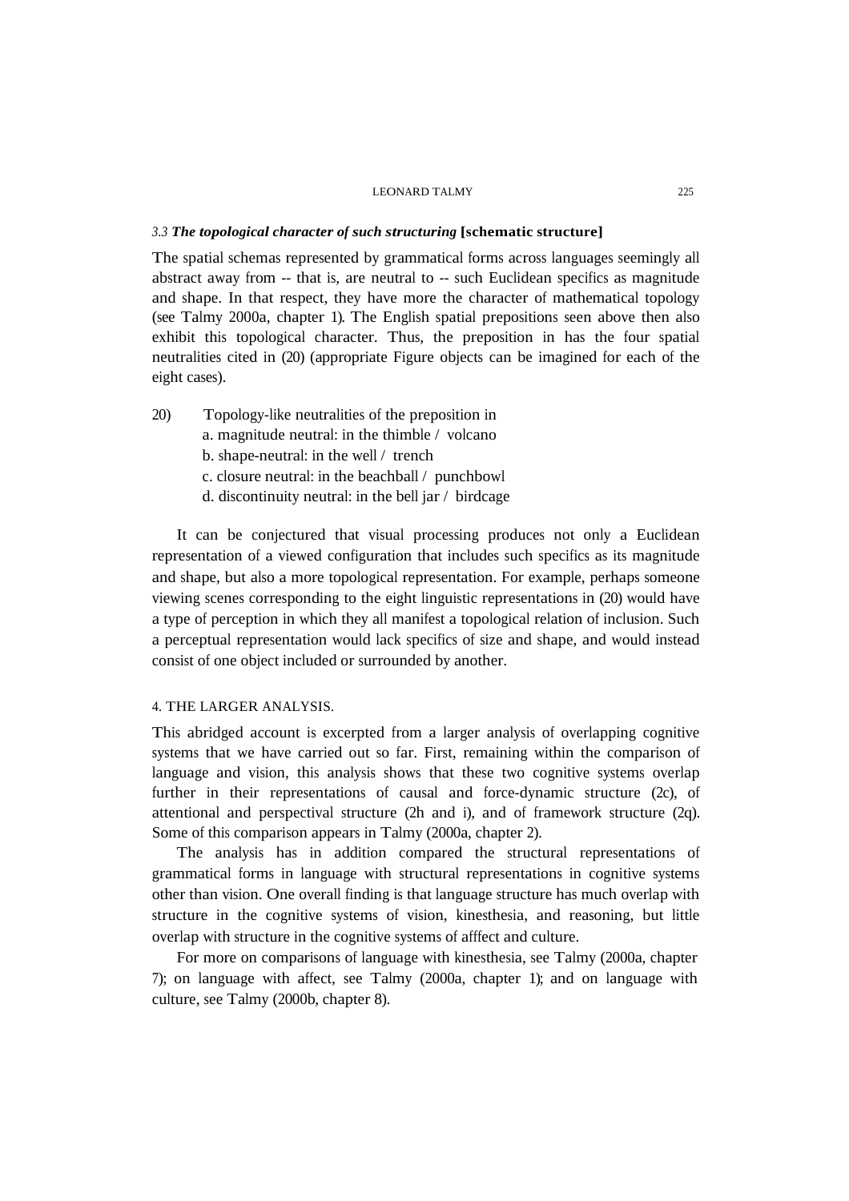### *3.3 The topological character of such structuring* **[schematic structure]**

The spatial schemas represented by grammatical forms across languages seemingly all abstract away from -- that is, are neutral to -- such Euclidean specifics as magnitude and shape. In that respect, they have more the character of mathematical topology (see Talmy 2000a, chapter 1). The English spatial prepositions seen above then also exhibit this topological character. Thus, the preposition in has the four spatial neutralities cited in (20) (appropriate Figure objects can be imagined for each of the eight cases).

20) Topology-like neutralities of the preposition in
   a. magnitude neutral: in the thimble / volcano
   b. shape-neutral: in the well / trench
   c. closure neutral: in the beachball / punchbowl
   d. discontinuity neutral: in the bell jar / birdcage

It can be conjectured that visual processing produces not only a Euclidean representation of a viewed configuration that includes such specifics as its magnitude and shape, but also a more topological representation. For example, perhaps someone viewing scenes corresponding to the eight linguistic representations in (20) would have a type of perception in which they all manifest a topological relation of inclusion. Such a perceptual representation would lack specifics of size and shape, and would instead consist of one object included or surrounded by another.

## 4. THE LARGER ANALYSIS.

This abridged account is excerpted from a larger analysis of overlapping cognitive systems that we have carried out so far. First, remaining within the comparison of language and vision, this analysis shows that these two cognitive systems overlap further in their representations of causal and force-dynamic structure (2c), of attentional and perspectival structure (2h and i), and of framework structure (2q). Some of this comparison appears in Talmy (2000a, chapter 2).

The analysis has in addition compared the structural representations of grammatical forms in language with structural representations in cognitive systems other than vision. One overall finding is that language structure has much overlap with structure in the cognitive systems of vision, kinesthesia, and reasoning, but little overlap with structure in the cognitive systems of afffect and culture.

For more on comparisons of language with kinesthesia, see Talmy (2000a, chapter 7); on language with affect, see Talmy (2000a, chapter 1); and on language with culture, see Talmy (2000b, chapter 8).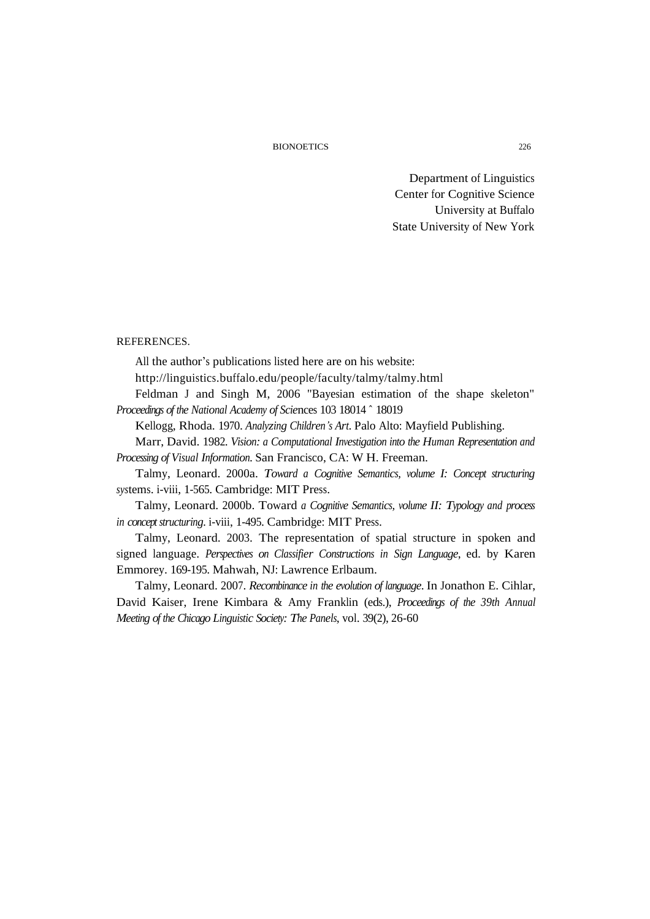Department of Linguistics
Center for Cognitive Science
University at Buffalo
State University of New York

REFERENCES.

All the author's publications listed here are on his website:

http://linguistics.buffalo.edu/people/faculty/talmy/talmy.html

Feldman J and Singh M, 2006 "Bayesian estimation of the shape skeleton" *Proceedings of the National Academy of Sciences* 103 18014 ˆ 18019

Kellogg, Rhoda. 1970. *Analyzing Children's Art*. Palo Alto: Mayfield Publishing.

Marr, David. 1982. *Vision: a Computational Investigation into the Human Representation and Processing of Visual Information*. San Francisco, CA: W H. Freeman.

Talmy, Leonard. 2000a. *Toward a Cognitive Semantics, volume I: Concept structuring systems*. i-viii, 1-565. Cambridge: MIT Press.

Talmy, Leonard. 2000b. Toward *a Cognitive Semantics, volume II: Typology and process in concept structuring*. i-viii, 1-495. Cambridge: MIT Press.

Talmy, Leonard. 2003. The representation of spatial structure in spoken and signed language. *Perspectives on Classifier Constructions in Sign Language*, ed. by Karen Emmorey. 169-195. Mahwah, NJ: Lawrence Erlbaum.

Talmy, Leonard. 2007. *Recombinance in the evolution of language*. In Jonathon E. Cihlar, David Kaiser, Irene Kimbara & Amy Franklin (eds.), *Proceedings of the 39th Annual Meeting of the Chicago Linguistic Society: The Panels*, vol. 39(2), 26-60